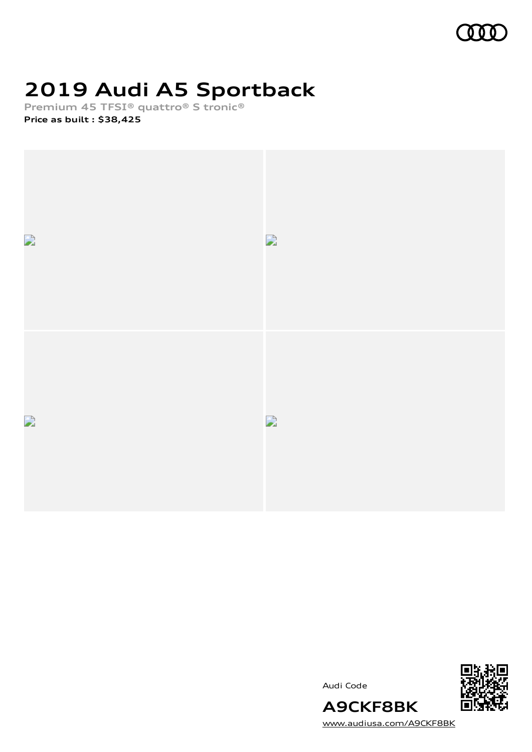# 2019 Audi A5 Sportback

**Premium 45 TFSI® quattro® S tronic®**

**Price as built : $38,425**

Audi Code

**A9CKF8BK**

www.audiusa.com/A9CKF8BK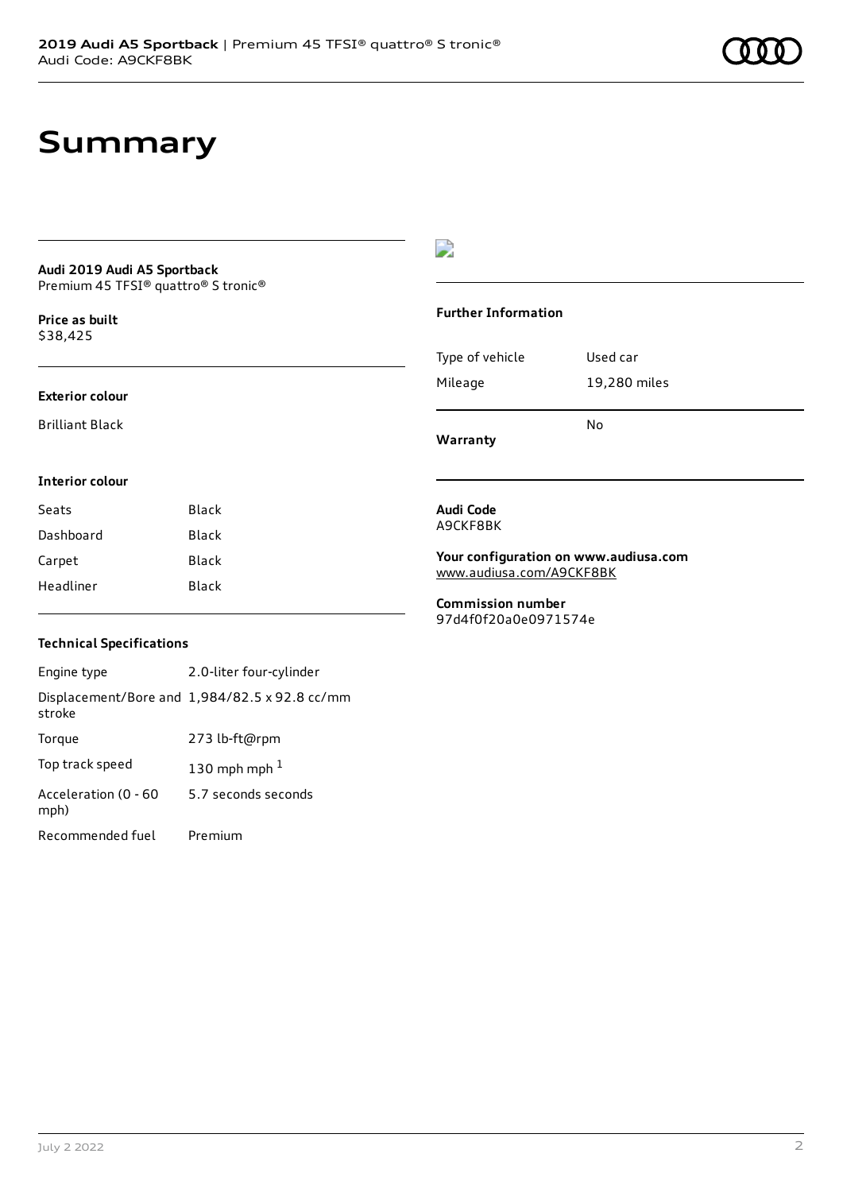# Summary

**Audi 2019 Audi A5 Sportback**
Premium 45 TFSI® quattro® S tronic®

**Price as built**
$38,425

### Exterior colour

Brilliant Black

### Interior colour

| | |
|---|---|
| Seats | Black |
| Dashboard | Black |
| Carpet | Black |
| Headliner | Black |

### Technical Specifications

| | |
|---|---|
| Engine type | 2.0-liter four-cylinder |
| Displacement/Bore and stroke | 1,984/82.5 x 92.8 cc/mm |
| Torque | 273 lb-ft@rpm |
| Top track speed | 130 mph mph [1] |
| Acceleration (0 - 60 mph) | 5.7 seconds seconds |
| Recommended fuel | Premium |

### Further Information

| | |
|---|---|
| Type of vehicle | Used car |
| Mileage | 19,280 miles |
| **Warranty** | No |

**Audi Code**
A9CKF8BK

**Your configuration on www.audiusa.com**
www.audiusa.com/A9CKF8BK

**Commission number**
97d4f0f20a0e0971574e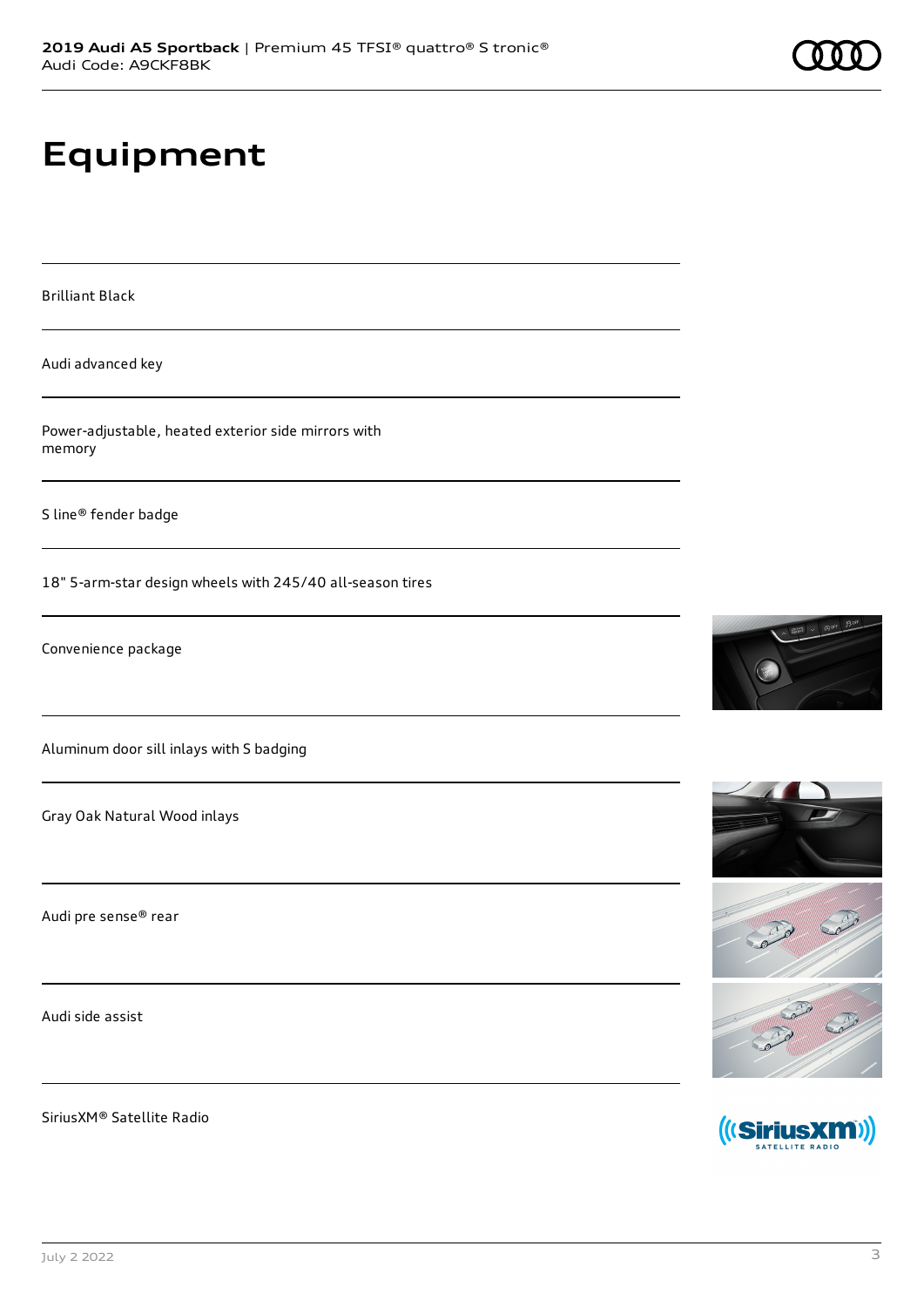# Equipment

Brilliant Black

Audi advanced key

Power-adjustable, heated exterior side mirrors with memory

S line® fender badge

18" 5-arm-star design wheels with 245/40 all-season tires

Convenience package

Aluminum door sill inlays with S badging

Gray Oak Natural Wood inlays

Audi pre sense® rear

Audi side assist

SiriusXM® Satellite Radio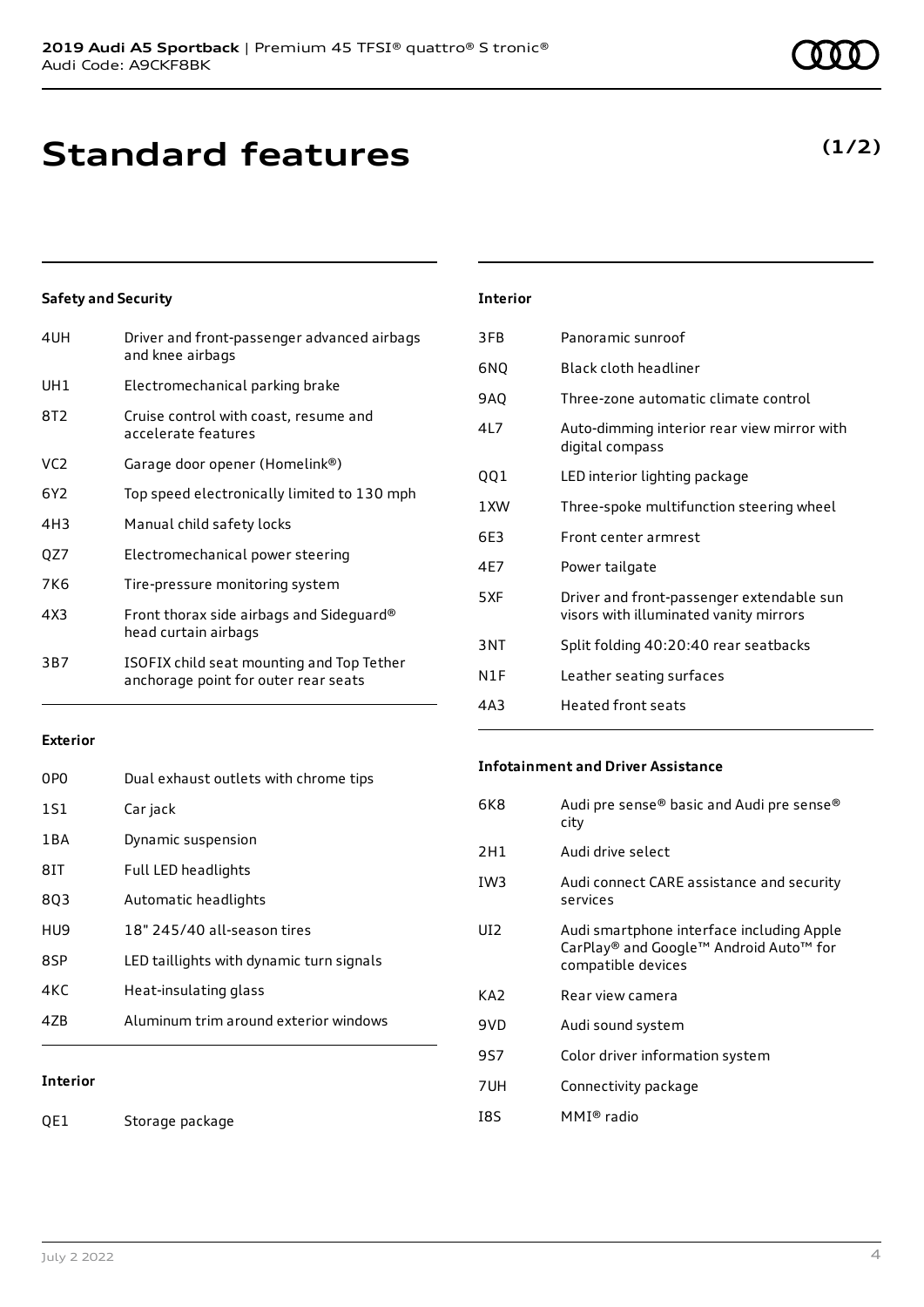# Standard features

**(1/2)**

### Safety and Security

| | |
|---|---|
| 4UH | Driver and front-passenger advanced airbags and knee airbags |
| UH1 | Electromechanical parking brake |
| 8T2 | Cruise control with coast, resume and accelerate features |
| VC2 | Garage door opener (Homelink®) |
| 6Y2 | Top speed electronically limited to 130 mph |
| 4H3 | Manual child safety locks |
| QZ7 | Electromechanical power steering |
| 7K6 | Tire-pressure monitoring system |
| 4X3 | Front thorax side airbags and Sideguard® head curtain airbags |
| 3B7 | ISOFIX child seat mounting and Top Tether anchorage point for outer rear seats |

### Exterior

| | |
|---|---|
| 0P0 | Dual exhaust outlets with chrome tips |
| 1S1 | Car jack |
| 1BA | Dynamic suspension |
| 8IT | Full LED headlights |
| 8Q3 | Automatic headlights |
| HU9 | 18" 245/40 all-season tires |
| 8SP | LED taillights with dynamic turn signals |
| 4KC | Heat-insulating glass |
| 4ZB | Aluminum trim around exterior windows |

### Interior

| | |
|---|---|
| QE1 | Storage package |
| 3FB | Panoramic sunroof |
| 6NQ | Black cloth headliner |
| 9AQ | Three-zone automatic climate control |
| 4L7 | Auto-dimming interior rear view mirror with digital compass |
| QQ1 | LED interior lighting package |
| 1XW | Three-spoke multifunction steering wheel |
| 6E3 | Front center armrest |
| 4E7 | Power tailgate |
| 5XF | Driver and front-passenger extendable sun visors with illuminated vanity mirrors |
| 3NT | Split folding 40:20:40 rear seatbacks |
| N1F | Leather seating surfaces |
| 4A3 | Heated front seats |

### Infotainment and Driver Assistance

| | |
|---|---|
| 6K8 | Audi pre sense® basic and Audi pre sense® city |
| 2H1 | Audi drive select |
| IW3 | Audi connect CARE assistance and security services |
| UI2 | Audi smartphone interface including Apple CarPlay® and Google™ Android Auto™ for compatible devices |
| KA2 | Rear view camera |
| 9VD | Audi sound system |
| 9S7 | Color driver information system |
| 7UH | Connectivity package |
| I8S | MMI® radio |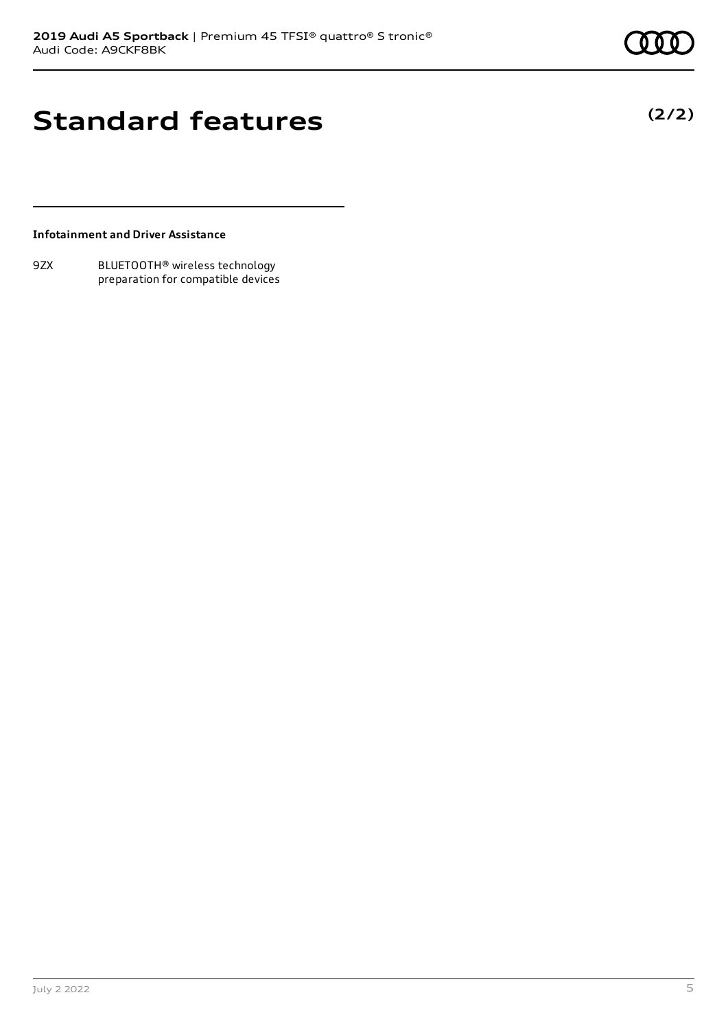# Standard features

**(2/2)**

**Infotainment and Driver Assistance**

| | |
|---|---|
| 9ZX | BLUETOOTH® wireless technology preparation for compatible devices |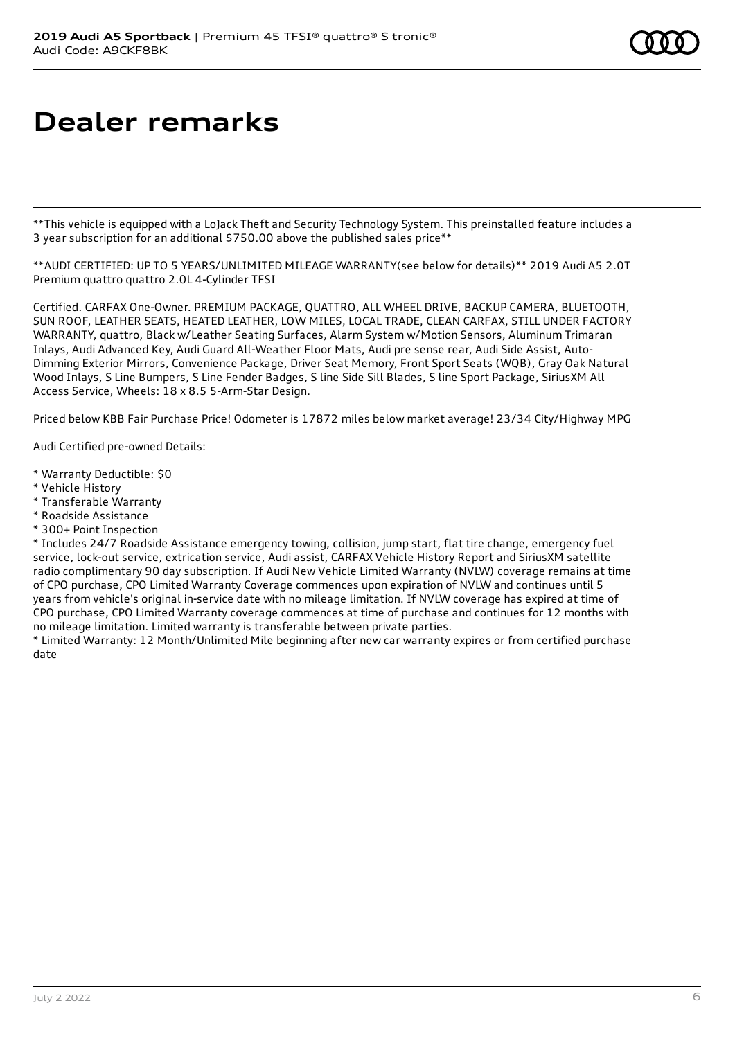# Dealer remarks

**This vehicle is equipped with a LoJack Theft and Security Technology System. This preinstalled feature includes a 3 year subscription for an additional $750.00 above the published sales price**

**AUDI CERTIFIED: UP TO 5 YEARS/UNLIMITED MILEAGE WARRANTY(see below for details)** 2019 Audi A5 2.0T Premium quattro quattro 2.0L 4-Cylinder TFSI

Certified. CARFAX One-Owner. PREMIUM PACKAGE, QUATTRO, ALL WHEEL DRIVE, BACKUP CAMERA, BLUETOOTH, SUN ROOF, LEATHER SEATS, HEATED LEATHER, LOW MILES, LOCAL TRADE, CLEAN CARFAX, STILL UNDER FACTORY WARRANTY, quattro, Black w/Leather Seating Surfaces, Alarm System w/Motion Sensors, Aluminum Trimaran Inlays, Audi Advanced Key, Audi Guard All-Weather Floor Mats, Audi pre sense rear, Audi Side Assist, Auto-Dimming Exterior Mirrors, Convenience Package, Driver Seat Memory, Front Sport Seats (WQB), Gray Oak Natural Wood Inlays, S Line Bumpers, S Line Fender Badges, S line Side Sill Blades, S line Sport Package, SiriusXM All Access Service, Wheels: 18 x 8.5 5-Arm-Star Design.

Priced below KBB Fair Purchase Price! Odometer is 17872 miles below market average! 23/34 City/Highway MPG

Audi Certified pre-owned Details:

* Warranty Deductible: $0
* Vehicle History
* Transferable Warranty
* Roadside Assistance
* 300+ Point Inspection
* Includes 24/7 Roadside Assistance emergency towing, collision, jump start, flat tire change, emergency fuel service, lock-out service, extrication service, Audi assist, CARFAX Vehicle History Report and SiriusXM satellite radio complimentary 90 day subscription. If Audi New Vehicle Limited Warranty (NVLW) coverage remains at time of CPO purchase, CPO Limited Warranty Coverage commences upon expiration of NVLW and continues until 5 years from vehicle's original in-service date with no mileage limitation. If NVLW coverage has expired at time of CPO purchase, CPO Limited Warranty coverage commences at time of purchase and continues for 12 months with no mileage limitation. Limited warranty is transferable between private parties.
* Limited Warranty: 12 Month/Unlimited Mile beginning after new car warranty expires or from certified purchase date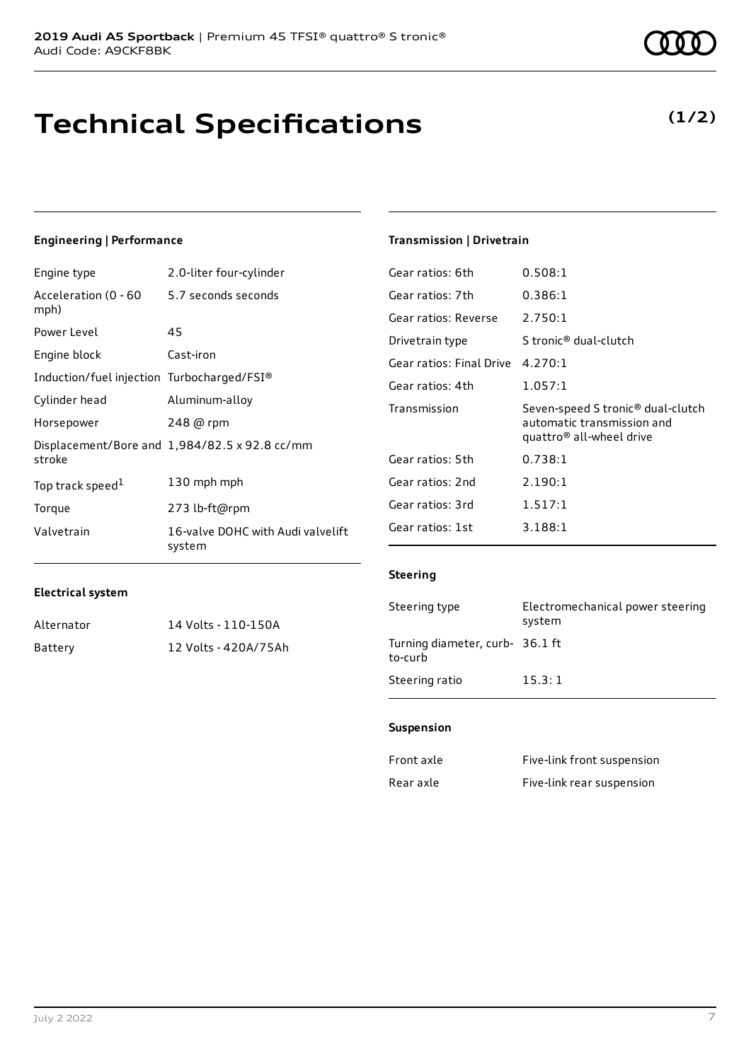**2019 Audi A5 Sportback** | Premium 45 TFSI® quattro® S tronic®
Audi Code: A9CKF8BK

# Technical Specifications

**(1/2)**

### Engineering | Performance

| | |
|---|---|
| Engine type | 2.0-liter four-cylinder |
| Acceleration (0 - 60 mph) | 5.7 seconds seconds |
| Power Level | 45 |
| Engine block | Cast-iron |
| Induction/fuel injection | Turbocharged/FSI® |
| Cylinder head | Aluminum-alloy |
| Horsepower | 248 @ rpm |
| Displacement/Bore and stroke | 1,984/82.5 x 92.8 cc/mm |
| Top track speed[1] | 130 mph mph |
| Torque | 273 lb-ft@rpm |
| Valvetrain | 16-valve DOHC with Audi valvelift system |

### Electrical system

| | |
|---|---|
| Alternator | 14 Volts - 110-150A |
| Battery | 12 Volts - 420A/75Ah |

### Transmission | Drivetrain

| | |
|---|---|
| Gear ratios: 6th | 0.508:1 |
| Gear ratios: 7th | 0.386:1 |
| Gear ratios: Reverse | 2.750:1 |
| Drivetrain type | S tronic® dual-clutch |
| Gear ratios: Final Drive | 4.270:1 |
| Gear ratios: 4th | 1.057:1 |
| Transmission | Seven-speed S tronic® dual-clutch automatic transmission and quattro® all-wheel drive |
| Gear ratios: 5th | 0.738:1 |
| Gear ratios: 2nd | 2.190:1 |
| Gear ratios: 3rd | 1.517:1 |
| Gear ratios: 1st | 3.188:1 |

### Steering

| | |
|---|---|
| Steering type | Electromechanical power steering system |
| Turning diameter, curb-to-curb | 36.1 ft |
| Steering ratio | 15.3: 1 |

### Suspension

| | |
|---|---|
| Front axle | Five-link front suspension |
| Rear axle | Five-link rear suspension |

July 2 2022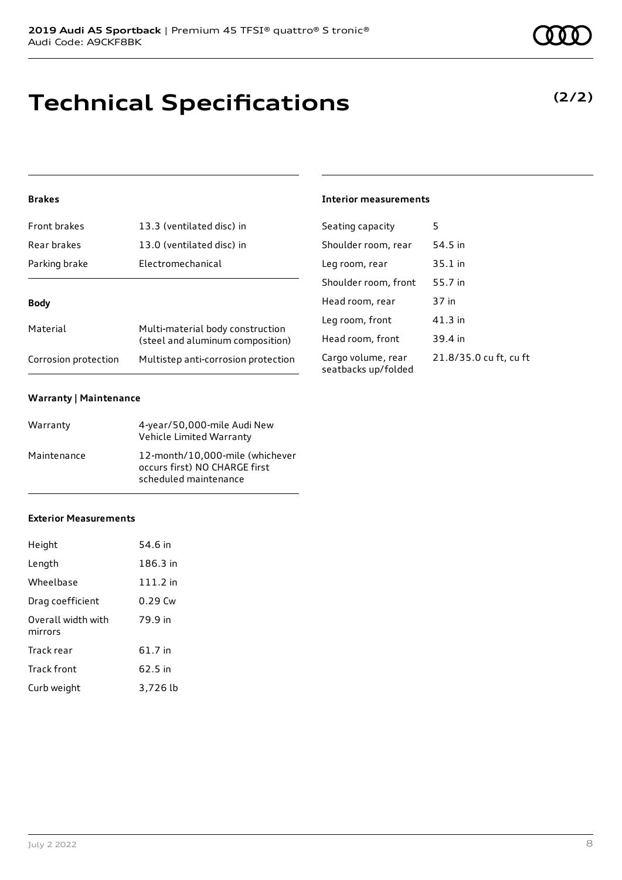# Technical Specifications

**(2/2)**

### Brakes

| | |
|---|---|
| Front brakes | 13.3 (ventilated disc) in |
| Rear brakes | 13.0 (ventilated disc) in |
| Parking brake | Electromechanical |

### Body

| | |
|---|---|
| Material | Multi-material body construction (steel and aluminum composition) |
| Corrosion protection | Multistep anti-corrosion protection |

### Warranty | Maintenance

| | |
|---|---|
| Warranty | 4-year/50,000-mile Audi New Vehicle Limited Warranty |
| Maintenance | 12-month/10,000-mile (whichever occurs first) NO CHARGE first scheduled maintenance |

### Exterior Measurements

| | |
|---|---|
| Height | 54.6 in |
| Length | 186.3 in |
| Wheelbase | 111.2 in |
| Drag coefficient | 0.29 Cw |
| Overall width with mirrors | 79.9 in |
| Track rear | 61.7 in |
| Track front | 62.5 in |
| Curb weight | 3,726 lb |

### Interior measurements

| | |
|---|---|
| Seating capacity | 5 |
| Shoulder room, rear | 54.5 in |
| Leg room, rear | 35.1 in |
| Shoulder room, front | 55.7 in |
| Head room, rear | 37 in |
| Leg room, front | 41.3 in |
| Head room, front | 39.4 in |
| Cargo volume, rear seatbacks up/folded | 21.8/35.0 cu ft, cu ft |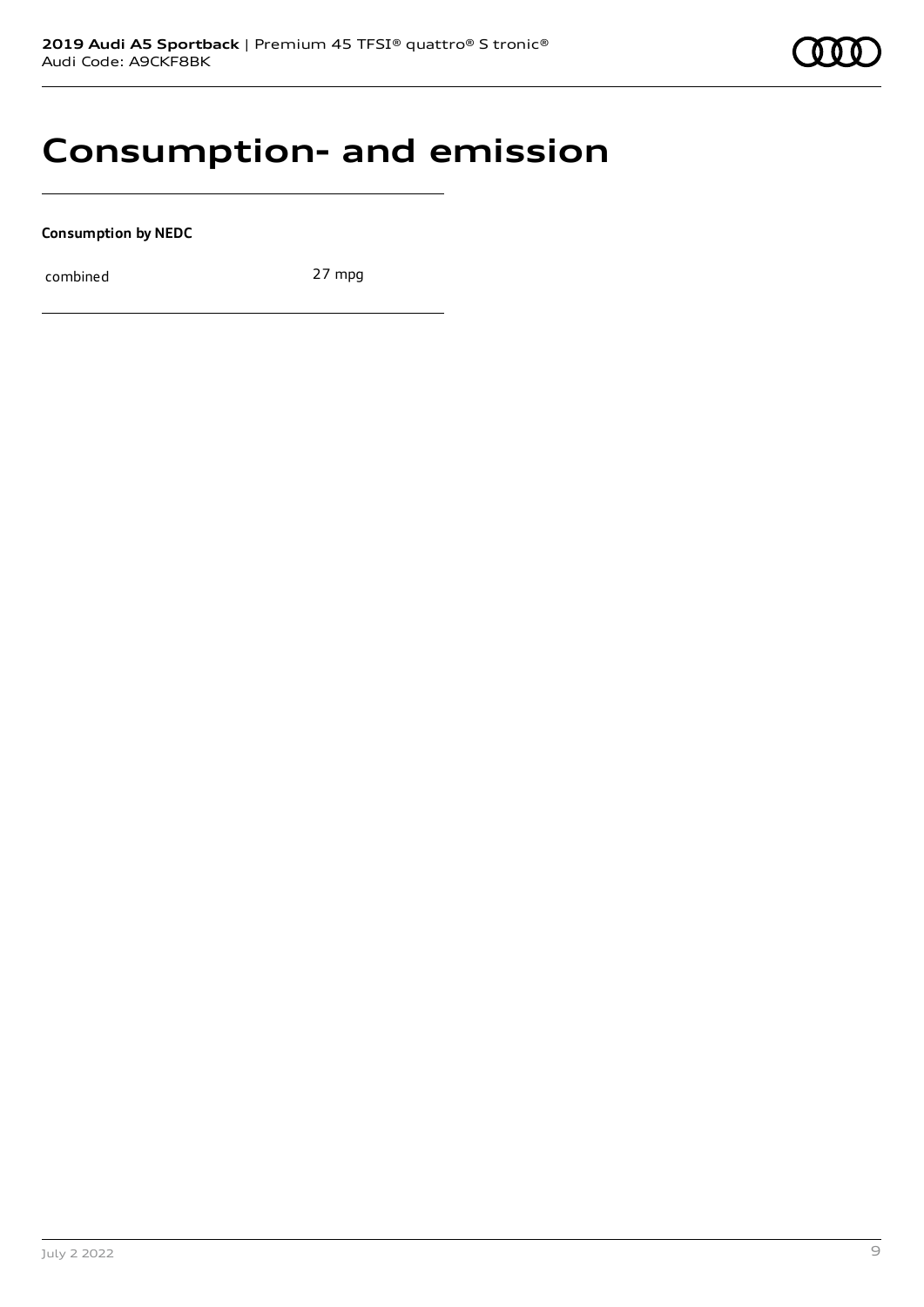# Consumption- and emission

**Consumption by NEDC**

| | |
|---|---|
| combined | 27 mpg |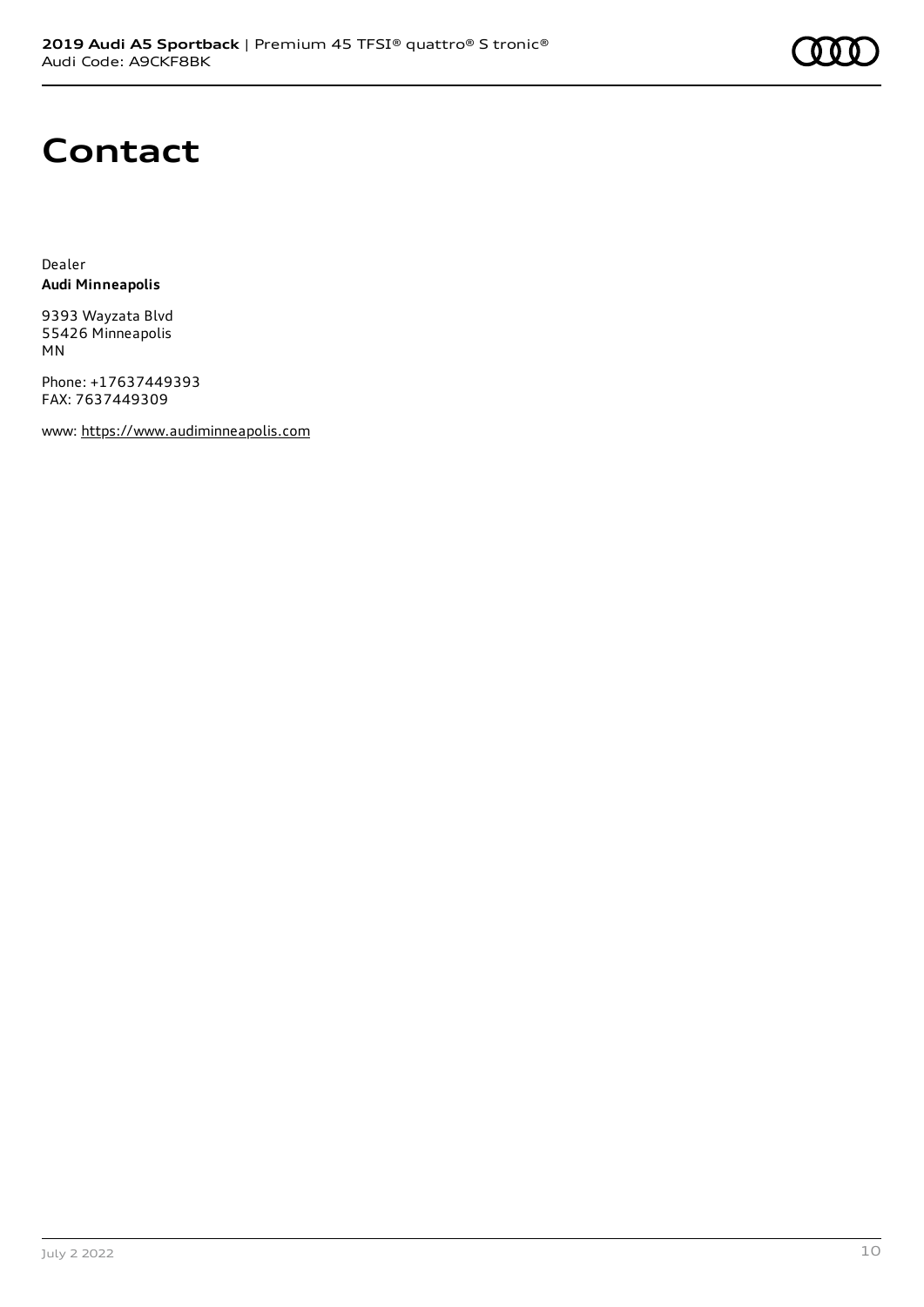# Contact

Dealer
**Audi Minneapolis**

9393 Wayzata Blvd
55426 Minneapolis
MN

Phone: +17637449393
FAX: 7637449309

www: https://www.audiminneapolis.com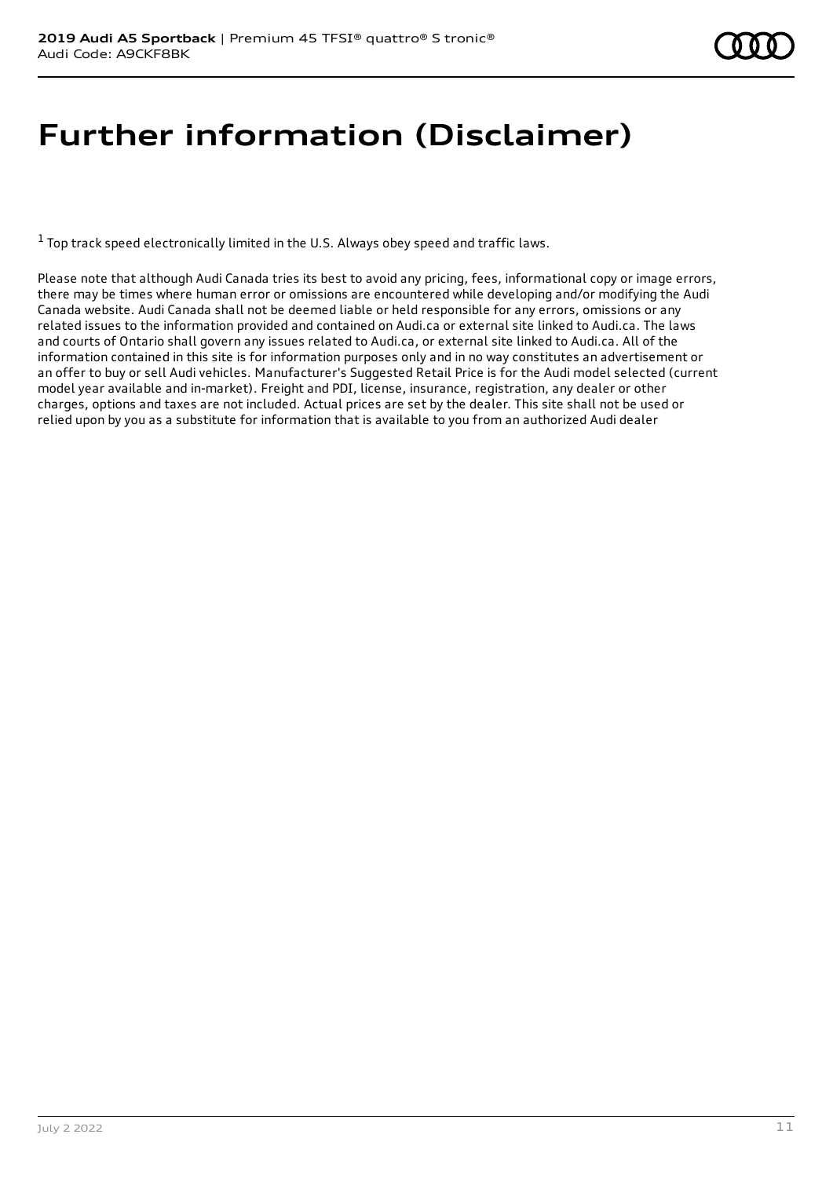# Further information (Disclaimer)

[1] Top track speed electronically limited in the U.S. Always obey speed and traffic laws.

Please note that although Audi Canada tries its best to avoid any pricing, fees, informational copy or image errors, there may be times where human error or omissions are encountered while developing and/or modifying the Audi Canada website. Audi Canada shall not be deemed liable or held responsible for any errors, omissions or any related issues to the information provided and contained on Audi.ca or external site linked to Audi.ca. The laws and courts of Ontario shall govern any issues related to Audi.ca, or external site linked to Audi.ca. All of the information contained in this site is for information purposes only and in no way constitutes an advertisement or an offer to buy or sell Audi vehicles. Manufacturer's Suggested Retail Price is for the Audi model selected (current model year available and in-market). Freight and PDI, license, insurance, registration, any dealer or other charges, options and taxes are not included. Actual prices are set by the dealer. This site shall not be used or relied upon by you as a substitute for information that is available to you from an authorized Audi dealer